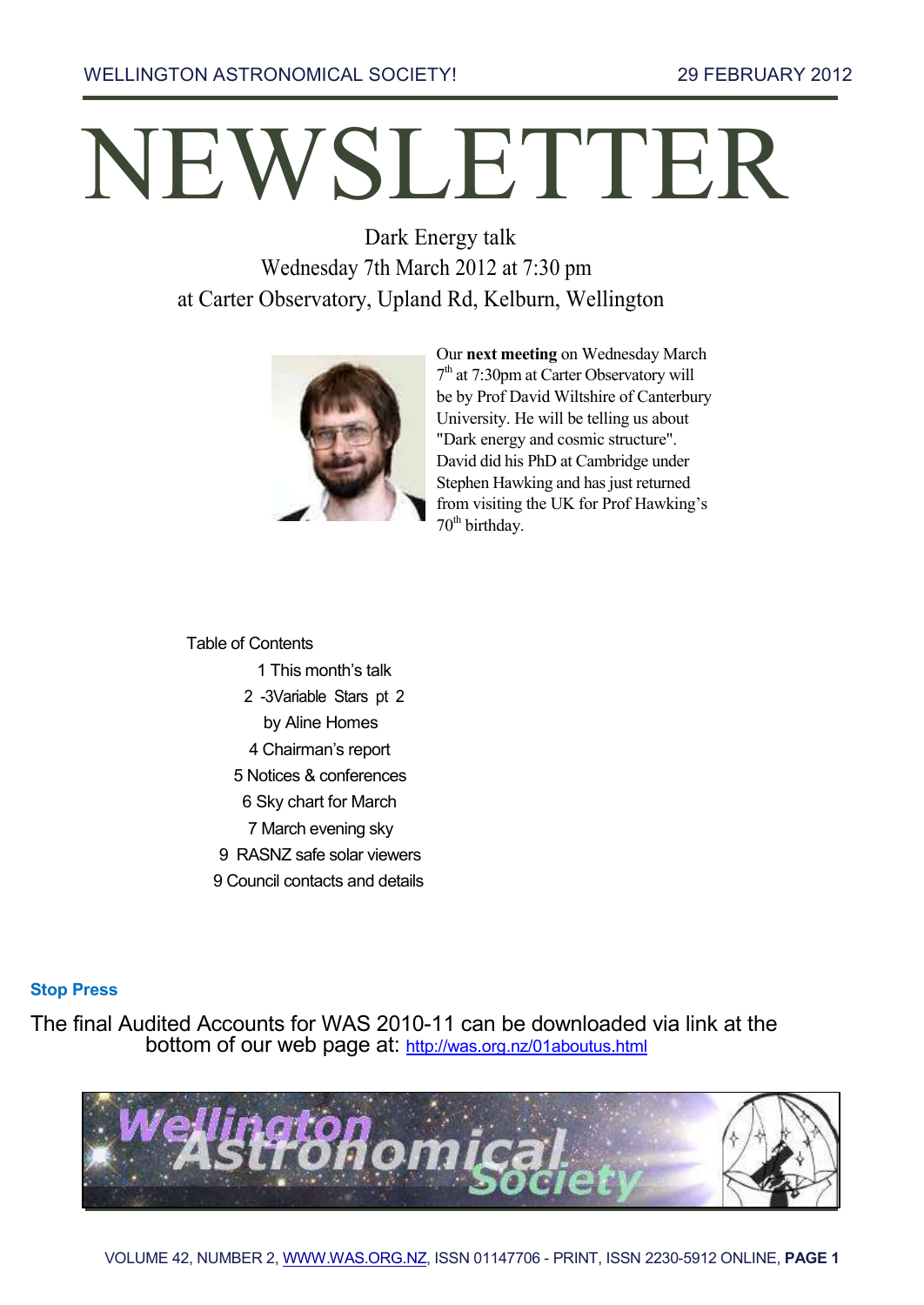WELLINGTON ASTRONOMICAL SOCIETY! 29 FEBRUARY 2012

# NEWSLETTER

Dark Energy talk
Wednesday 7th March 2012 at 7:30 pm
at Carter Observatory, Upland Rd, Kelburn, Wellington

Our **next meeting** on Wednesday March 7th at 7:30pm at Carter Observatory will be by Prof David Wiltshire of Canterbury University. He will be telling us about "Dark energy and cosmic structure". David did his PhD at Cambridge under Stephen Hawking and has just returned from visiting the UK for Prof Hawking's 70th birthday.

Table of Contents

1 This month's talk
2 -3Variable Stars pt 2 by Aline Homes
4 Chairman's report
5 Notices & conferences
6 Sky chart for March
7 March evening sky
9 RASNZ safe solar viewers
9 Council contacts and details

**Stop Press**

The final Audited Accounts for WAS 2010-11 can be downloaded via link at the bottom of our web page at: http://was.org.nz/01aboutus.html

VOLUME 42, NUMBER 2, WWW.WAS.ORG.NZ, ISSN 01147706 - PRINT, ISSN 2230-5912 ONLINE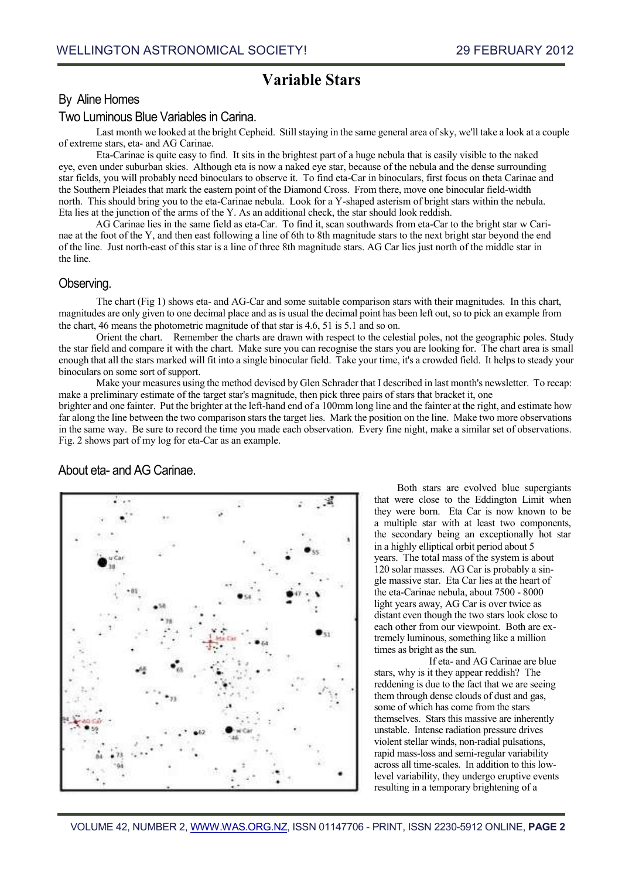# Variable Stars

## By Aline Homes

## Two Luminous Blue Variables in Carina.

Last month we looked at the bright Cepheid. Still staying in the same general area of sky, we'll take a look at a couple of extreme stars, eta- and AG Carinae.

Eta-Carinae is quite easy to find. It sits in the brightest part of a huge nebula that is easily visible to the naked eye, even under suburban skies. Although eta is now a naked eye star, because of the nebula and the dense surrounding star fields, you will probably need binoculars to observe it. To find eta-Car in binoculars, first focus on theta Carinae and the Southern Pleiades that mark the eastern point of the Diamond Cross. From there, move one binocular field-width north. This should bring you to the eta-Carinae nebula. Look for a Y-shaped asterism of bright stars within the nebula. Eta lies at the junction of the arms of the Y. As an additional check, the star should look reddish.

AG Carinae lies in the same field as eta-Car. To find it, scan southwards from eta-Car to the bright star w Carinae at the foot of the Y, and then east following a line of 6th to 8th magnitude stars to the next bright star beyond the end of the line. Just north-east of this star is a line of three 8th magnitude stars. AG Car lies just north of the middle star in the line.

## Observing.

The chart (Fig 1) shows eta- and AG-Car and some suitable comparison stars with their magnitudes. In this chart, magnitudes are only given to one decimal place and as is usual the decimal point has been left out, so to pick an example from the chart, 46 means the photometric magnitude of that star is 4.6, 51 is 5.1 and so on.

Orient the chart. Remember the charts are drawn with respect to the celestial poles, not the geographic poles. Study the star field and compare it with the chart. Make sure you can recognise the stars you are looking for. The chart area is small enough that all the stars marked will fit into a single binocular field. Take your time, it's a crowded field. It helps to steady your binoculars on some sort of support.

Make your measures using the method devised by Glen Schrader that I described in last month's newsletter. To recap: make a preliminary estimate of the target star's magnitude, then pick three pairs of stars that bracket it, one brighter and one fainter. Put the brighter at the left-hand end of a 100mm long line and the fainter at the right, and estimate how far along the line between the two comparison stars the target lies. Mark the position on the line. Make two more observations in the same way. Be sure to record the time you made each observation. Every fine night, make a similar set of observations. Fig. 2 shows part of my log for eta-Car as an example.

## About eta- and AG Carinae.

Both stars are evolved blue supergiants that were close to the Eddington Limit when they were born. Eta Car is now known to be a multiple star with at least two components, the secondary being an exceptionally hot star in a highly elliptical orbit period about 5 years. The total mass of the system is about 120 solar masses. AG Car is probably a single massive star. Eta Car lies at the heart of the eta-Carinae nebula, about 7500 - 8000 light years away, AG Car is over twice as distant even though the two stars look close to each other from our viewpoint. Both are extremely luminous, something like a million times as bright as the sun.

If eta- and AG Carinae are blue stars, why is it they appear reddish? The reddening is due to the fact that we are seeing them through dense clouds of dust and gas, some of which has come from the stars themselves. Stars this massive are inherently unstable. Intense radiation pressure drives violent stellar winds, non-radial pulsations, rapid mass-loss and semi-regular variability across all time-scales. In addition to this low-level variability, they undergo eruptive events resulting in a temporary brightening of a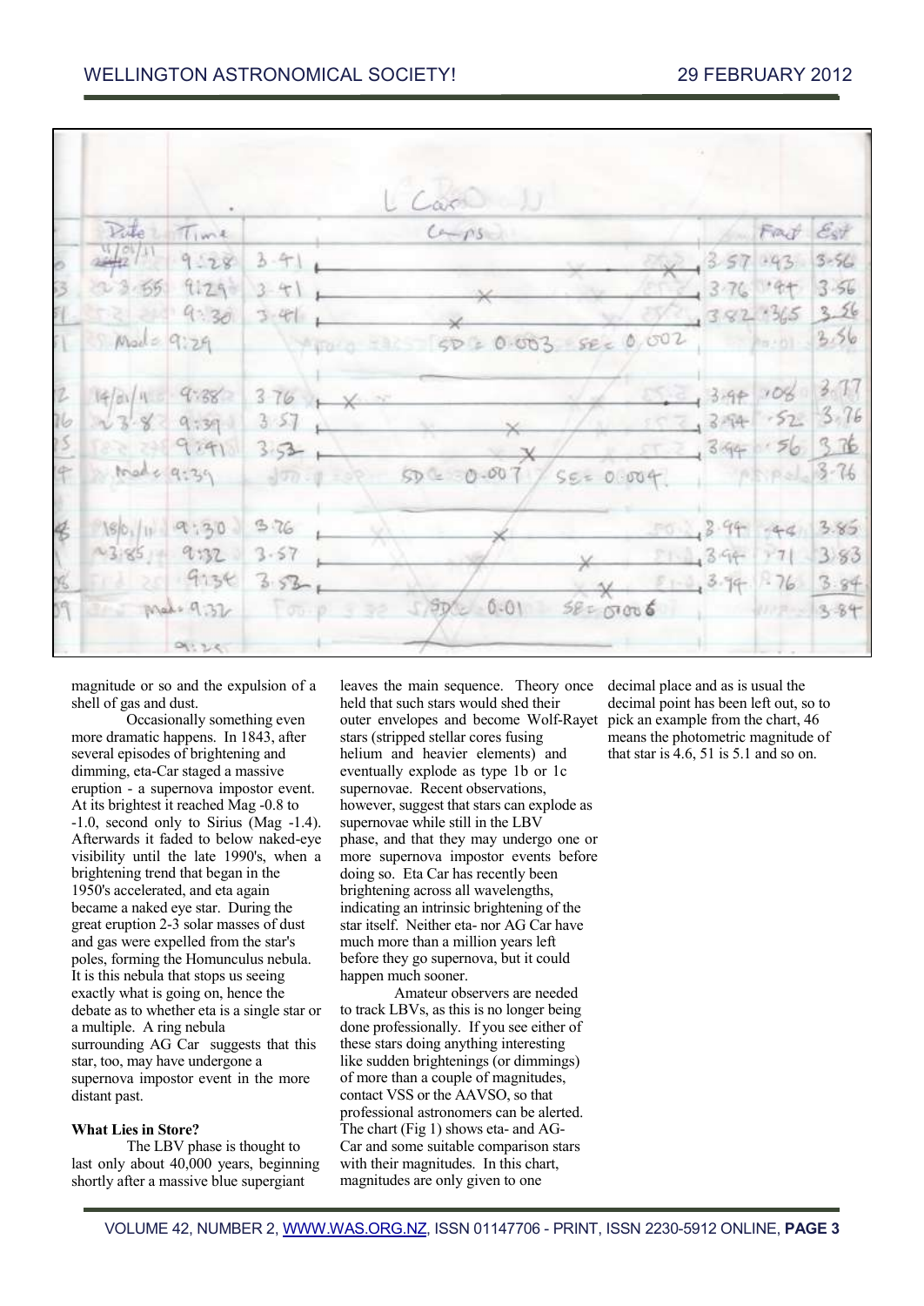magnitude or so and the expulsion of a shell of gas and dust.

Occasionally something even more dramatic happens. In 1843, after several episodes of brightening and dimming, eta-Car staged a massive eruption - a supernova impostor event. At its brightest it reached Mag -0.8 to -1.0, second only to Sirius (Mag -1.4). Afterwards it faded to below naked-eye visibility until the late 1990's, when a brightening trend that began in the 1950's accelerated, and eta again became a naked eye star. During the great eruption 2-3 solar masses of dust and gas were expelled from the star's poles, forming the Homunculus nebula. It is this nebula that stops us seeing exactly what is going on, hence the debate as to whether eta is a single star or a multiple. A ring nebula surrounding AG Car suggests that this star, too, may have undergone a supernova impostor event in the more distant past.

**What Lies in Store?**

The LBV phase is thought to last only about 40,000 years, beginning shortly after a massive blue supergiant leaves the main sequence. Theory once held that such stars would shed their outer envelopes and become Wolf-Rayet stars (stripped stellar cores fusing helium and heavier elements) and eventually explode as type 1b or 1c supernovae. Recent observations, however, suggest that stars can explode as supernovae while still in the LBV phase, and that they may undergo one or more supernova impostor events before doing so. Eta Car has recently been brightening across all wavelengths, indicating an intrinsic brightening of the star itself. Neither eta- nor AG Car have much more than a million years left before they go supernova, but it could happen much sooner.

Amateur observers are needed to track LBVs, as this is no longer being done professionally. If you see either of these stars doing anything interesting like sudden brightenings (or dimmings) of more than a couple of magnitudes, contact VSS or the AAVSO, so that professional astronomers can be alerted. The chart (Fig 1) shows eta- and AG-Car and some suitable comparison stars with their magnitudes. In this chart, magnitudes are only given to one decimal place and as is usual the decimal point has been left out, so to pick an example from the chart, 46 means the photometric magnitude of that star is 4.6, 51 is 5.1 and so on.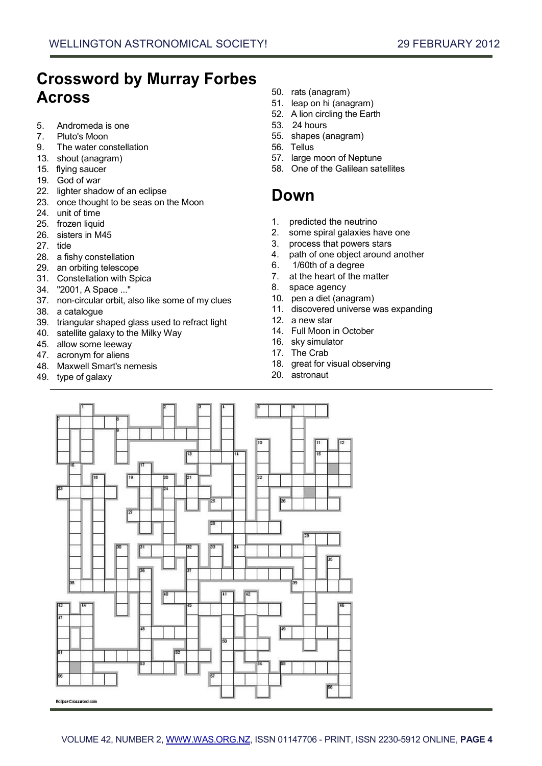# Crossword by Murray Forbes

## Across

5. Andromeda is one
7. Pluto's Moon
9. The water constellation
13. shout (anagram)
15. flying saucer
19. God of war
22. lighter shadow of an eclipse
23. once thought to be seas on the Moon
24. unit of time
25. frozen liquid
26. sisters in M45
27. tide
28. a fishy constellation
29. an orbiting telescope
31. Constellation with Spica
34. "2001, A Space ..."
37. non-circular orbit, also like some of my clues
38. a catalogue
39. triangular shaped glass used to refract light
40. satellite galaxy to the Milky Way
45. allow some leeway
47. acronym for aliens
48. Maxwell Smart's nemesis
49. type of galaxy
50. rats (anagram)
51. leap on hi (anagram)
52. A lion circling the Earth
53. 24 hours
55. shapes (anagram)
56. Tellus
57. large moon of Neptune
58. One of the Galilean satellites

## Down

1. predicted the neutrino
2. some spiral galaxies have one
3. process that powers stars
4. path of one object around another
6. 1/60th of a degree
7. at the heart of the matter
8. space agency
10. pen a diet (anagram)
11. discovered universe was expanding
12. a new star
14. Full Moon in October
16. sky simulator
17. The Crab
18. great for visual observing
20. astronaut

EclipseCrossword.com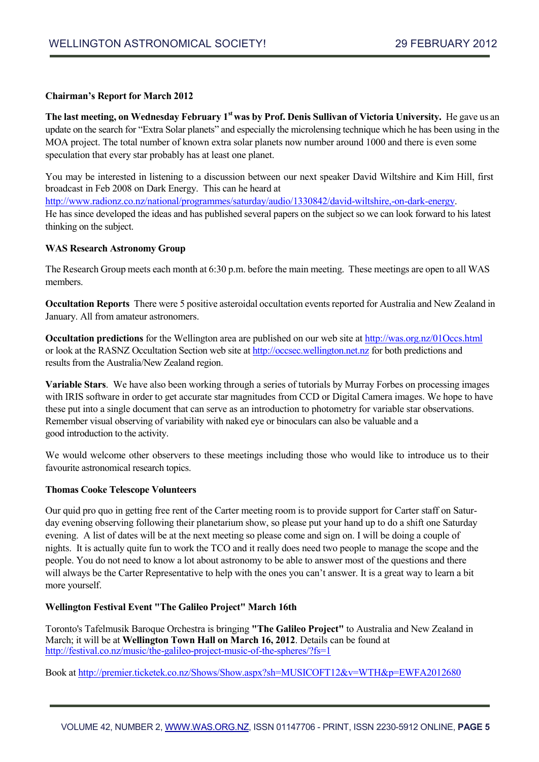**Chairman's Report for March 2012**

**The last meeting, on Wednesday February 1st was by Prof. Denis Sullivan of Victoria University.** He gave us an update on the search for "Extra Solar planets" and especially the microlensing technique which he has been using in the MOA project. The total number of known extra solar planets now number around 1000 and there is even some speculation that every star probably has at least one planet.

You may be interested in listening to a discussion between our next speaker David Wiltshire and Kim Hill, first broadcast in Feb 2008 on Dark Energy. This can he heard at http://www.radionz.co.nz/national/programmes/saturday/audio/1330842/david-wiltshire,-on-dark-energy.
He has since developed the ideas and has published several papers on the subject so we can look forward to his latest thinking on the subject.

**WAS Research Astronomy Group**

The Research Group meets each month at 6:30 p.m. before the main meeting. These meetings are open to all WAS members.

**Occultation Reports** There were 5 positive asteroidal occultation events reported for Australia and New Zealand in January. All from amateur astronomers.

**Occultation predictions** for the Wellington area are published on our web site at http://was.org.nz/01Occs.html or look at the RASNZ Occultation Section web site at http://occsec.wellington.net.nz for both predictions and results from the Australia/New Zealand region.

**Variable Stars**. We have also been working through a series of tutorials by Murray Forbes on processing images with IRIS software in order to get accurate star magnitudes from CCD or Digital Camera images. We hope to have these put into a single document that can serve as an introduction to photometry for variable star observations. Remember visual observing of variability with naked eye or binoculars can also be valuable and a good introduction to the activity.

We would welcome other observers to these meetings including those who would like to introduce us to their favourite astronomical research topics.

**Thomas Cooke Telescope Volunteers**

Our quid pro quo in getting free rent of the Carter meeting room is to provide support for Carter staff on Saturday evening observing following their planetarium show, so please put your hand up to do a shift one Saturday evening. A list of dates will be at the next meeting so please come and sign on. I will be doing a couple of nights. It is actually quite fun to work the TCO and it really does need two people to manage the scope and the people. You do not need to know a lot about astronomy to be able to answer most of the questions and there will always be the Carter Representative to help with the ones you can't answer. It is a great way to learn a bit more yourself.

**Wellington Festival Event "The Galileo Project" March 16th**

Toronto's Tafelmusik Baroque Orchestra is bringing **"The Galileo Project"** to Australia and New Zealand in March; it will be at **Wellington Town Hall on March 16, 2012**. Details can be found at http://festival.co.nz/music/the-galileo-project-music-of-the-spheres/?fs=1

Book at http://premier.ticketek.co.nz/Shows/Show.aspx?sh=MUSICOFT12&v=WTH&p=EWFA2012680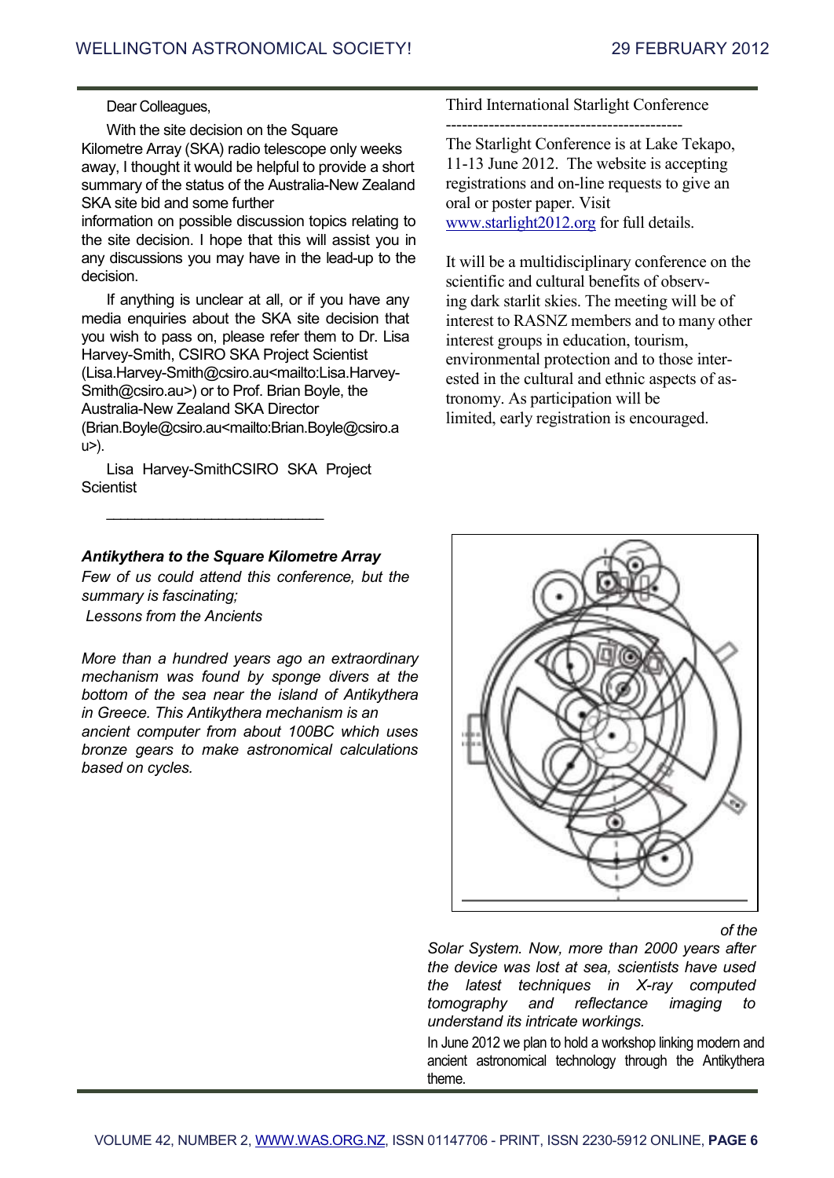Dear Colleagues,

With the site decision on the Square Kilometre Array (SKA) radio telescope only weeks away, I thought it would be helpful to provide a short summary of the status of the Australia-New Zealand SKA site bid and some further information on possible discussion topics relating to the site decision. I hope that this will assist you in any discussions you may have in the lead-up to the decision.

If anything is unclear at all, or if you have any media enquiries about the SKA site decision that you wish to pass on, please refer them to Dr. Lisa Harvey-Smith, CSIRO SKA Project Scientist (Lisa.Harvey-Smith@csiro.au<mailto:Lisa.Harvey-Smith@csiro.au>) or to Prof. Brian Boyle, the Australia-New Zealand SKA Director (Brian.Boyle@csiro.au<mailto:Brian.Boyle@csiro.au>).

Lisa Harvey-SmithCSIRO SKA Project Scientist

___________________________

Third International Starlight Conference

The Starlight Conference is at Lake Tekapo, 11-13 June 2012. The website is accepting registrations and on-line requests to give an oral or poster paper. Visit www.starlight2012.org for full details.

It will be a multidisciplinary conference on the scientific and cultural benefits of observing dark starlit skies. The meeting will be of interest to RASNZ members and to many other interest groups in education, tourism, environmental protection and to those interested in the cultural and ethnic aspects of astronomy. As participation will be limited, early registration is encouraged.

***Antikythera to the Square Kilometre Array***

*Few of us could attend this conference, but the summary is fascinating;*

*Lessons from the Ancients*

*More than a hundred years ago an extraordinary mechanism was found by sponge divers at the bottom of the sea near the island of Antikythera in Greece. This Antikythera mechanism is an ancient computer from about 100BC which uses bronze gears to make astronomical calculations based on cycles of the Solar System. Now, more than 2000 years after the device was lost at sea, scientists have used the latest techniques in X-ray computed tomography and reflectance imaging to understand its intricate workings.*

In June 2012 we plan to hold a workshop linking modern and ancient astronomical technology through the Antikythera theme.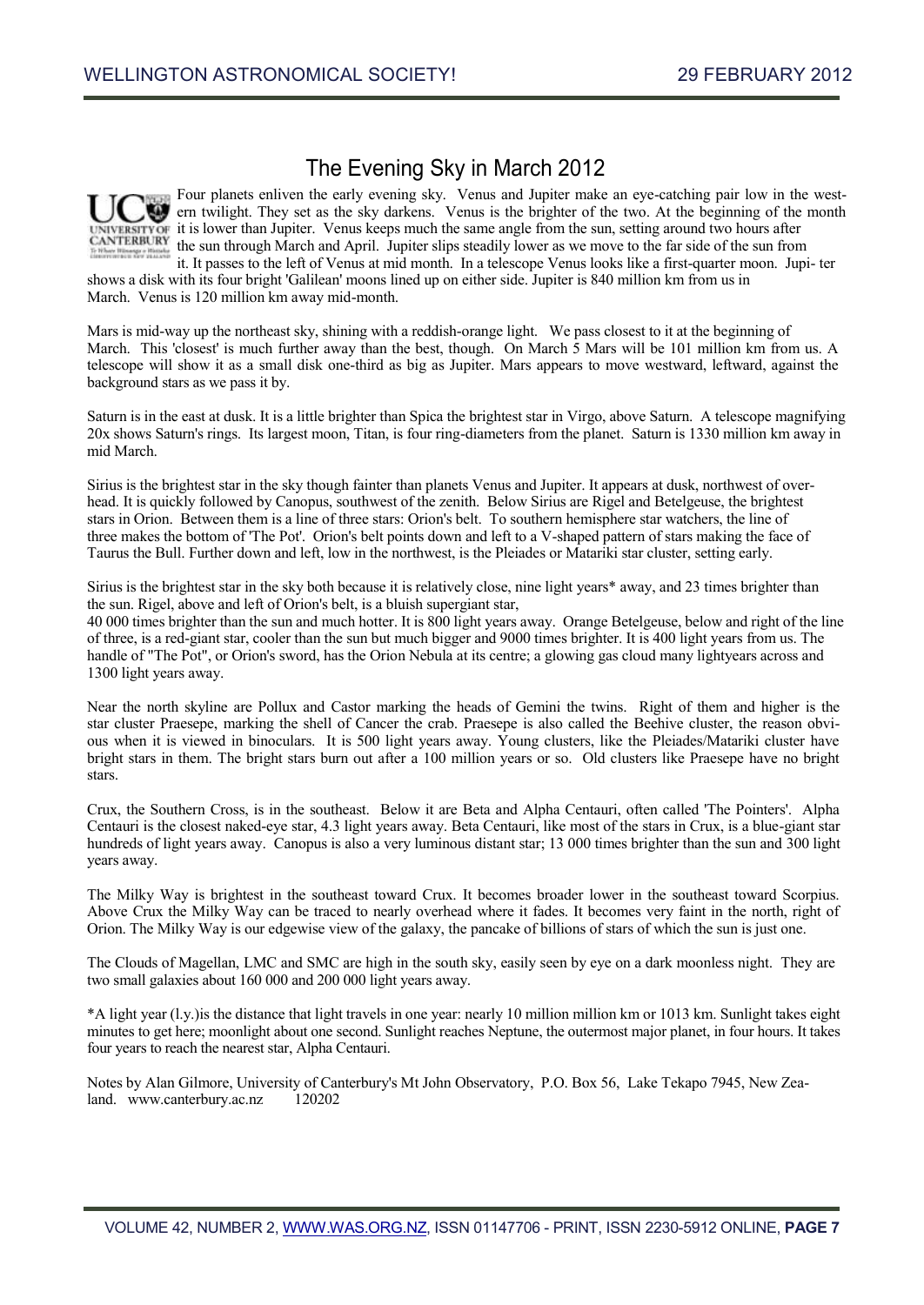## The Evening Sky in March 2012

Four planets enliven the early evening sky. Venus and Jupiter make an eye-catching pair low in the western twilight. They set as the sky darkens. Venus is the brighter of the two. At the beginning of the month it is lower than Jupiter. Venus keeps much the same angle from the sun, setting around two hours after the sun through March and April. Jupiter slips steadily lower as we move to the far side of the sun from it. It passes to the left of Venus at mid month. In a telescope Venus looks like a first-quarter moon. Jupiter shows a disk with its four bright 'Galilean' moons lined up on either side. Jupiter is 840 million km from us in March. Venus is 120 million km away mid-month.

Mars is mid-way up the northeast sky, shining with a reddish-orange light. We pass closest to it at the beginning of March. This 'closest' is much further away than the best, though. On March 5 Mars will be 101 million km from us. A telescope will show it as a small disk one-third as big as Jupiter. Mars appears to move westward, leftward, against the background stars as we pass it by.

Saturn is in the east at dusk. It is a little brighter than Spica the brightest star in Virgo, above Saturn. A telescope magnifying 20x shows Saturn's rings. Its largest moon, Titan, is four ring-diameters from the planet. Saturn is 1330 million km away in mid March.

Sirius is the brightest star in the sky though fainter than planets Venus and Jupiter. It appears at dusk, northwest of overhead. It is quickly followed by Canopus, southwest of the zenith. Below Sirius are Rigel and Betelgeuse, the brightest stars in Orion. Between them is a line of three stars: Orion's belt. To southern hemisphere star watchers, the line of three makes the bottom of 'The Pot'. Orion's belt points down and left to a V-shaped pattern of stars making the face of Taurus the Bull. Further down and left, low in the northwest, is the Pleiades or Matariki star cluster, setting early.

Sirius is the brightest star in the sky both because it is relatively close, nine light years* away, and 23 times brighter than the sun. Rigel, above and left of Orion's belt, is a bluish supergiant star, 40 000 times brighter than the sun and much hotter. It is 800 light years away. Orange Betelgeuse, below and right of the line of three, is a red-giant star, cooler than the sun but much bigger and 9000 times brighter. It is 400 light years from us. The handle of "The Pot", or Orion's sword, has the Orion Nebula at its centre; a glowing gas cloud many lightyears across and 1300 light years away.

Near the north skyline are Pollux and Castor marking the heads of Gemini the twins. Right of them and higher is the star cluster Praesepe, marking the shell of Cancer the crab. Praesepe is also called the Beehive cluster, the reason obvious when it is viewed in binoculars. It is 500 light years away. Young clusters, like the Pleiades/Matariki cluster have bright stars in them. The bright stars burn out after a 100 million years or so. Old clusters like Praesepe have no bright stars.

Crux, the Southern Cross, is in the southeast. Below it are Beta and Alpha Centauri, often called 'The Pointers'. Alpha Centauri is the closest naked-eye star, 4.3 light years away. Beta Centauri, like most of the stars in Crux, is a blue-giant star hundreds of light years away. Canopus is also a very luminous distant star; 13 000 times brighter than the sun and 300 light years away.

The Milky Way is brightest in the southeast toward Crux. It becomes broader lower in the southeast toward Scorpius. Above Crux the Milky Way can be traced to nearly overhead where it fades. It becomes very faint in the north, right of Orion. The Milky Way is our edgewise view of the galaxy, the pancake of billions of stars of which the sun is just one.

The Clouds of Magellan, LMC and SMC are high in the south sky, easily seen by eye on a dark moonless night. They are two small galaxies about 160 000 and 200 000 light years away.

*A light year (l.y.)is the distance that light travels in one year: nearly 10 million million km or $10^{13}$ km. Sunlight takes eight minutes to get here; moonlight about one second. Sunlight reaches Neptune, the outermost major planet, in four hours. It takes four years to reach the nearest star, Alpha Centauri.

Notes by Alan Gilmore, University of Canterbury's Mt John Observatory, P.O. Box 56, Lake Tekapo 7945, New Zealand. www.canterbury.ac.nz 120202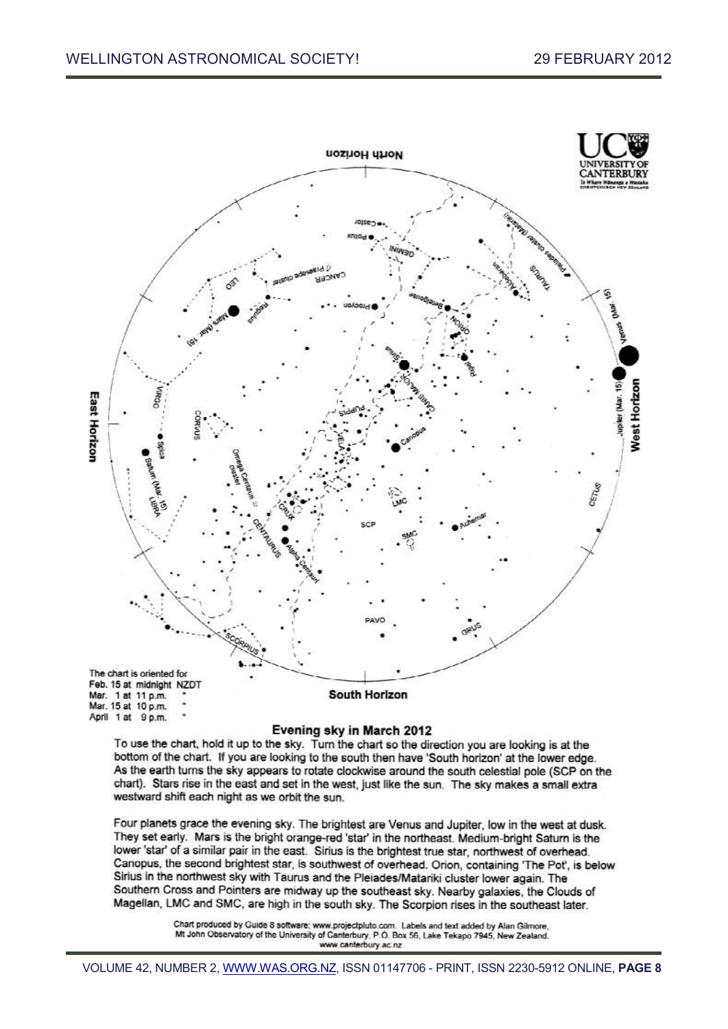The chart is oriented for
Feb. 15 at midnight NZDT
Mar. 1 at 11 p.m. "
Mar. 15 at 10 p.m. "
April 1 at 9 p.m. "

## Evening sky in March 2012

To use the chart, hold it up to the sky. Turn the chart so the direction you are looking is at the bottom of the chart. If you are looking to the south then have 'South horizon' at the lower edge. As the earth turns the sky appears to rotate clockwise around the south celestial pole (SCP on the chart). Stars rise in the east and set in the west, just like the sun. The sky makes a small extra westward shift each night as we orbit the sun.

Four planets grace the evening sky. The brightest are Venus and Jupiter, low in the west at dusk. They set early. Mars is the bright orange-red 'star' in the northeast. Medium-bright Saturn is the lower 'star' of a similar pair in the east. Sirius is the brightest true star, northwest of overhead. Canopus, the second brightest star, is southwest of overhead. Orion, containing 'The Pot', is below Sirius in the northwest sky with Taurus and the Pleiades/Matariki cluster lower again. The Southern Cross and Pointers are midway up the southeast sky. Nearby galaxies, the Clouds of Magellan, LMC and SMC, are high in the south sky. The Scorpion rises in the southeast later.

Chart produced by Guide 8 software; www.projectpluto.com. Labels and text added by Alan Gilmore, Mt John Observatory of the University of Canterbury, P.O. Box 56, Lake Tekapo 7945, New Zealand. www.canterbury.ac.nz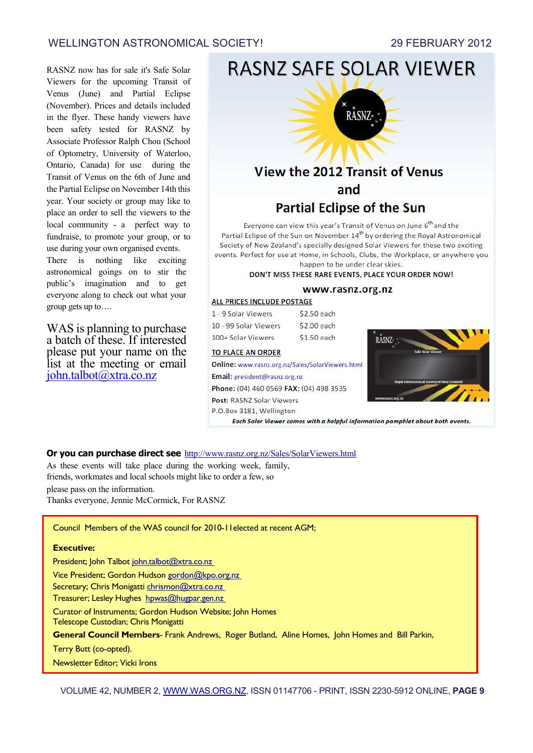RASNZ now has for sale it's Safe Solar Viewers for the upcoming Transit of Venus (June) and Partial Eclipse (November). Prices and details included in the flyer. These handy viewers have been safety tested for RASNZ by Associate Professor Ralph Chou (School of Optometry, University of Waterloo, Ontario, Canada) for use during the Transit of Venus on the 6th of June and the Partial Eclipse on November 14th this year. Your society or group may like to place an order to sell the viewers to the local community - a perfect way to fundraise, to promote your group, or to use during your own organised events.

There is nothing like exciting astronomical goings on to stir the public's imagination and to get everyone along to check out what your group gets up to….

WAS is planning to purchase a batch of these. If interested please put your name on the list at the meeting or email john.talbot@xtra.co.nz

# RASNZ SAFE SOLAR VIEWER

RASNZ

## View the 2012 Transit of Venus and Partial Eclipse of the Sun

Everyone can view this year's Transit of Venus on June 6th and the Partial Eclipse of the Sun on November 14th by ordering the Royal Astronomical Society of New Zealand's specially designed Solar Viewers for these two exciting events. Perfect for use at Home, in Schools, Clubs, the Workplace, or anywhere you happen to be under clear skies.

**DON'T MISS THESE RARE EVENTS, PLACE YOUR ORDER NOW!**

**www.rasnz.org.nz**

ALL PRICES INCLUDE POSTAGE

| | |
|---|---|
| 1 - 9 Solar Viewers | $2.50 each |
| 10 - 99 Solar Viewers | $2.00 each |
| 100+ Solar Viewers | $1.50 each |

TO PLACE AN ORDER

**Online:** www.rasnz.org.nz/Sales/SolarViewers.html
**Email:** president@rasnz.org.nz
**Phone:** (04) 460 0569 **FAX:** (04) 498 3535
**Post:** RASNZ Solar Viewers
P.O.Box 3181, Wellington

RASNZ
Safe Solar Viewer
Royal Astronomical Society of New Zealand
www.rasnz.org.nz

***Each Solar Viewer comes with a helpful information pamphlet about both events.***

**Or you can purchase direct see** http://www.rasnz.org.nz/Sales/SolarViewers.html
As these events will take place during the working week, family, friends, workmates and local schools might like to order a few, so please pass on the information.
Thanks everyone, Jennie McCormick, For RASNZ

Council Members of the WAS council for 2010-11elected at recent AGM;

**Executive:**

President; John Talbot john.talbot@xtra.co.nz
Vice President; Gordon Hudson gordon@kpo.org.nz
Secretary; Chris Monigatti chrismon@xtra.co.nz
Treasurer; Lesley Hughes hpwas@hugpar.gen.nz
Curator of Instruments; Gordon Hudson Website; John Homes
Telescope Custodian; Chris Monigatti

**General Council Members**- Frank Andrews, Roger Butland, Aline Homes, John Homes and Bill Parkin, Terry Butt (co-opted).

Newsletter Editor; Vicki Irons